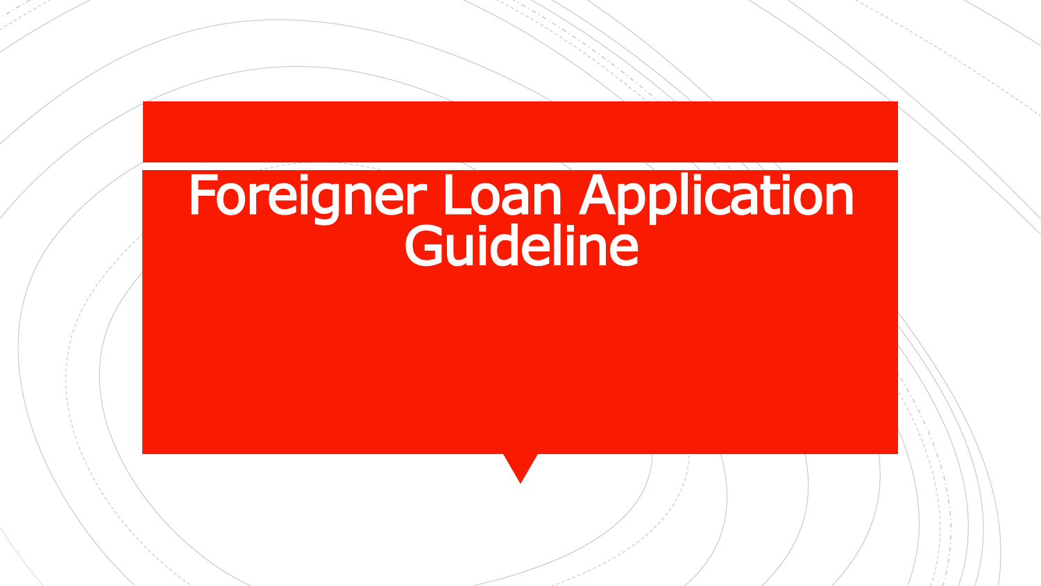# Foreigner Loan Application Guideline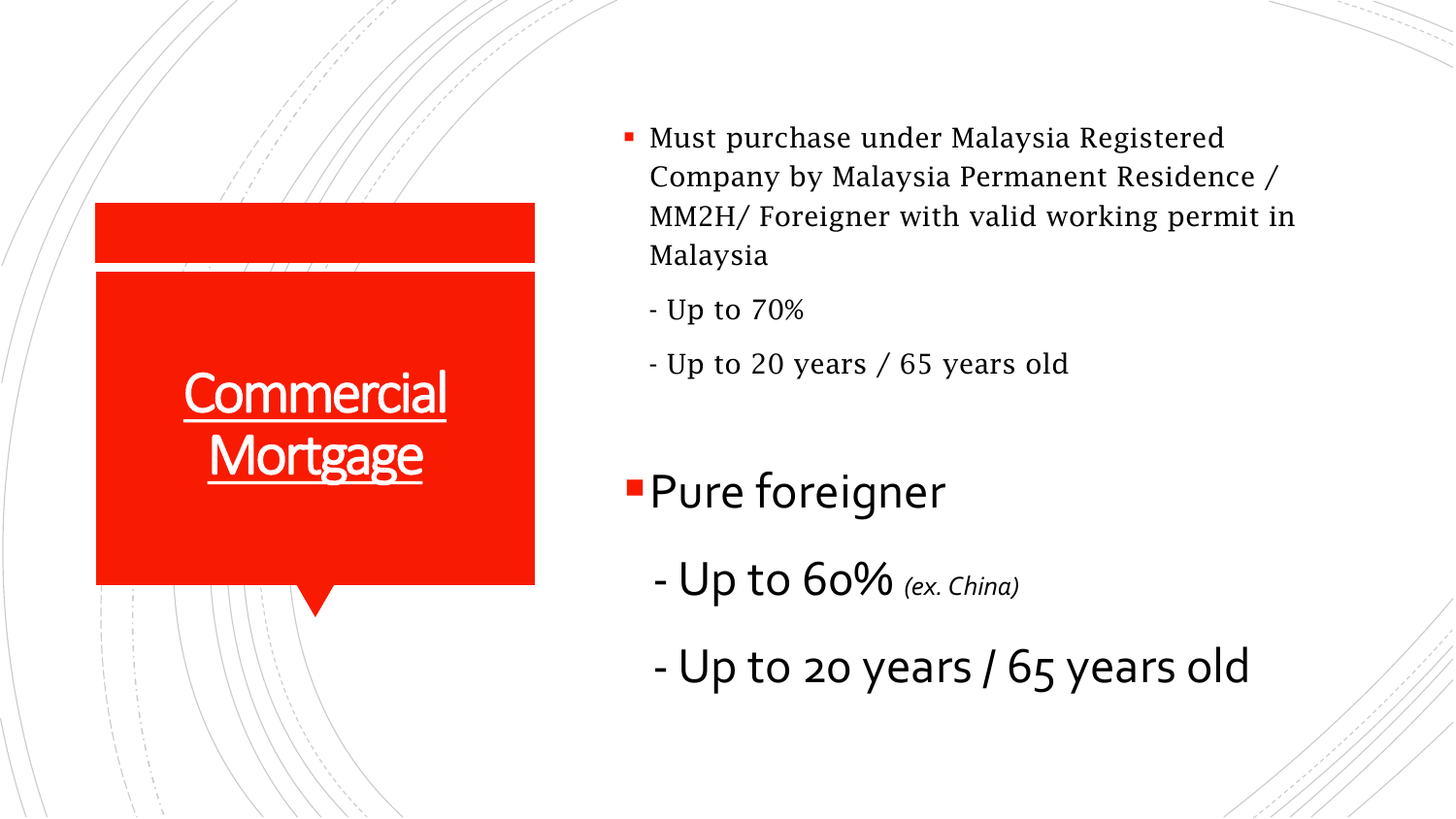# Commercial Mortgage

- Must purchase under Malaysia Registered Company by Malaysia Permanent Residence / MM2H/ Foreigner with valid working permit in Malaysia

  - Up to 70%

  - Up to 20 years / 65 years old

- Pure foreigner

  - Up to 60% *(ex. China)*

  - Up to 20 years / 65 years old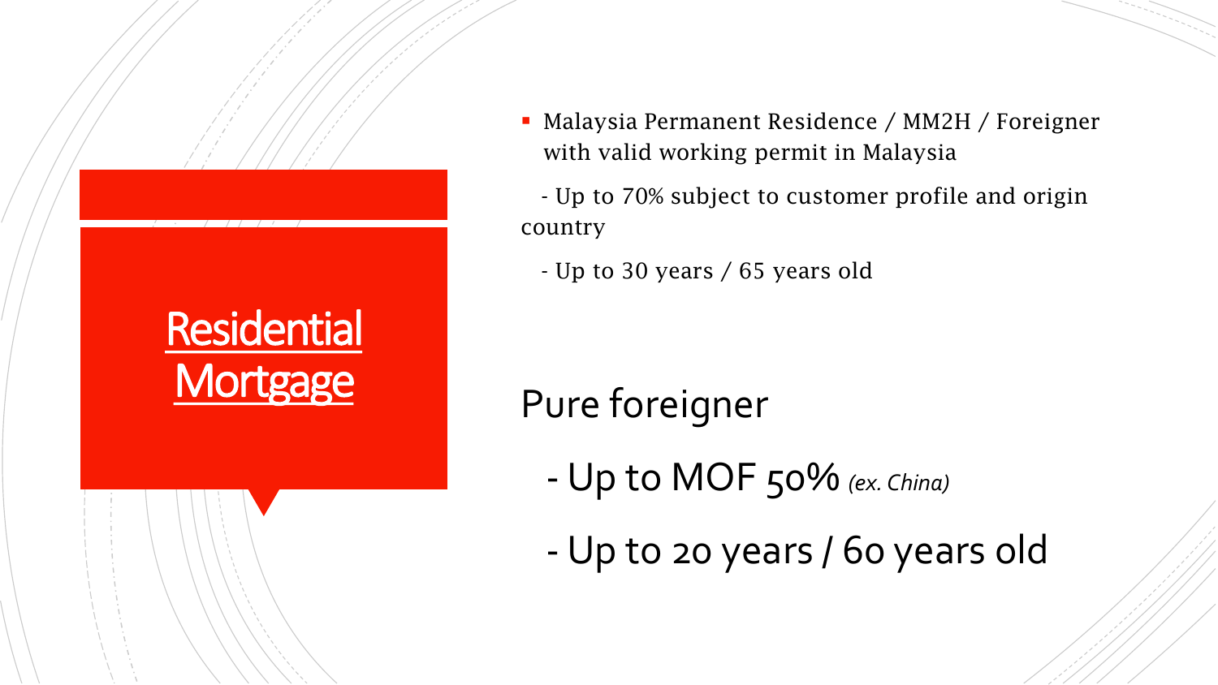# Residential Mortgage

- Malaysia Permanent Residence / MM2H / Foreigner with valid working permit in Malaysia

  - Up to 70% subject to customer profile and origin country

  - Up to 30 years / 65 years old

## Pure foreigner

- Up to MOF 50% *(ex. China)*
- Up to 20 years / 60 years old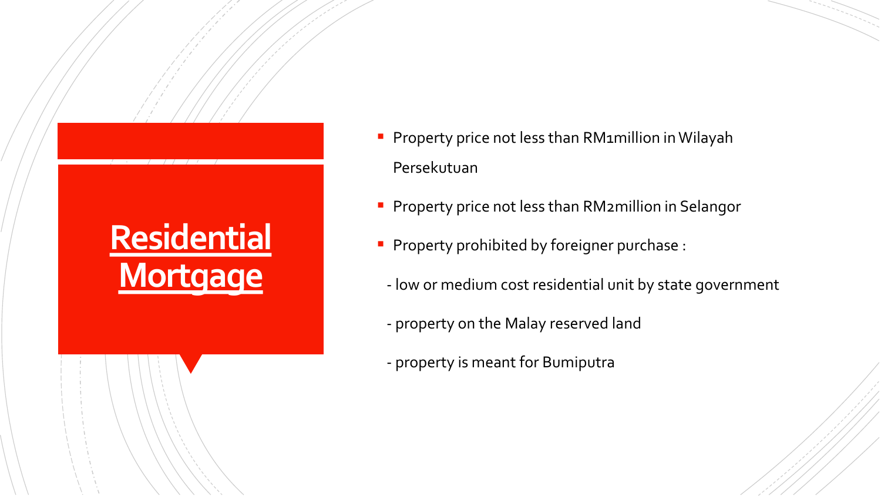# Residential Mortgage

- Property price not less than RM1million in Wilayah Persekutuan
- Property price not less than RM2million in Selangor
- Property prohibited by foreigner purchase :

  - low or medium cost residential unit by state government
  - property on the Malay reserved land
  - property is meant for Bumiputra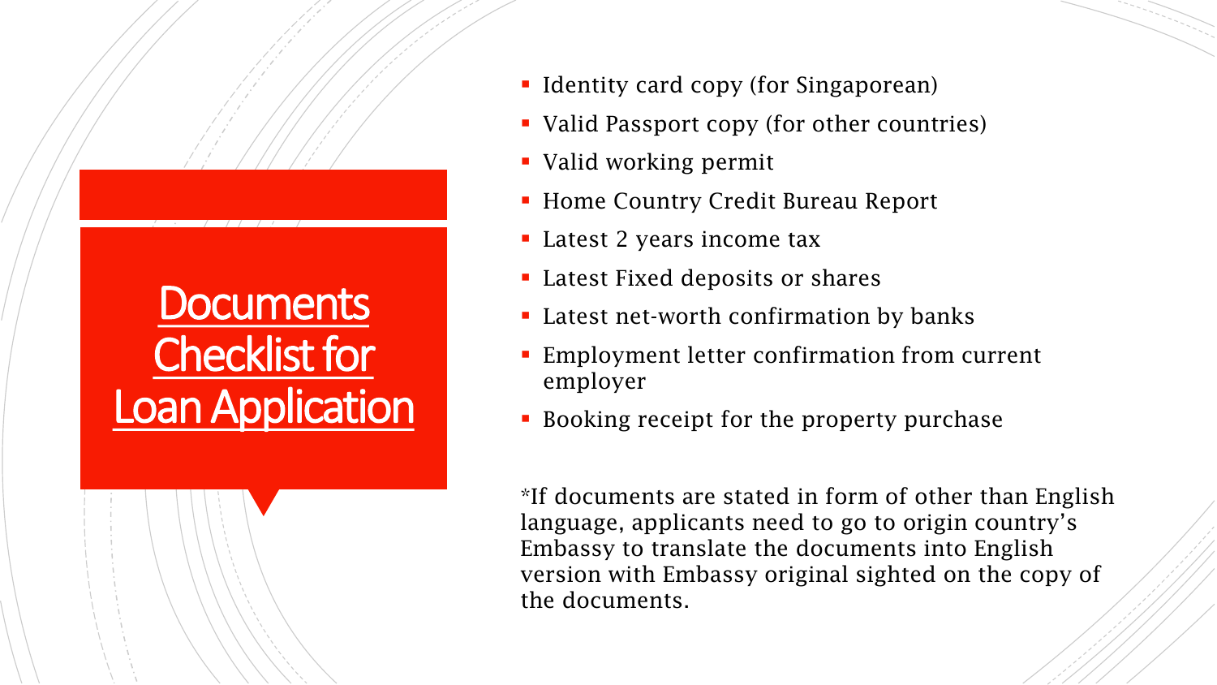# Documents Checklist for Loan Application

- Identity card copy (for Singaporean)
- Valid Passport copy (for other countries)
- Valid working permit
- Home Country Credit Bureau Report
- Latest 2 years income tax
- Latest Fixed deposits or shares
- Latest net-worth confirmation by banks
- Employment letter confirmation from current employer
- Booking receipt for the property purchase

*If documents are stated in form of other than English language, applicants need to go to origin country's Embassy to translate the documents into English version with Embassy original sighted on the copy of the documents.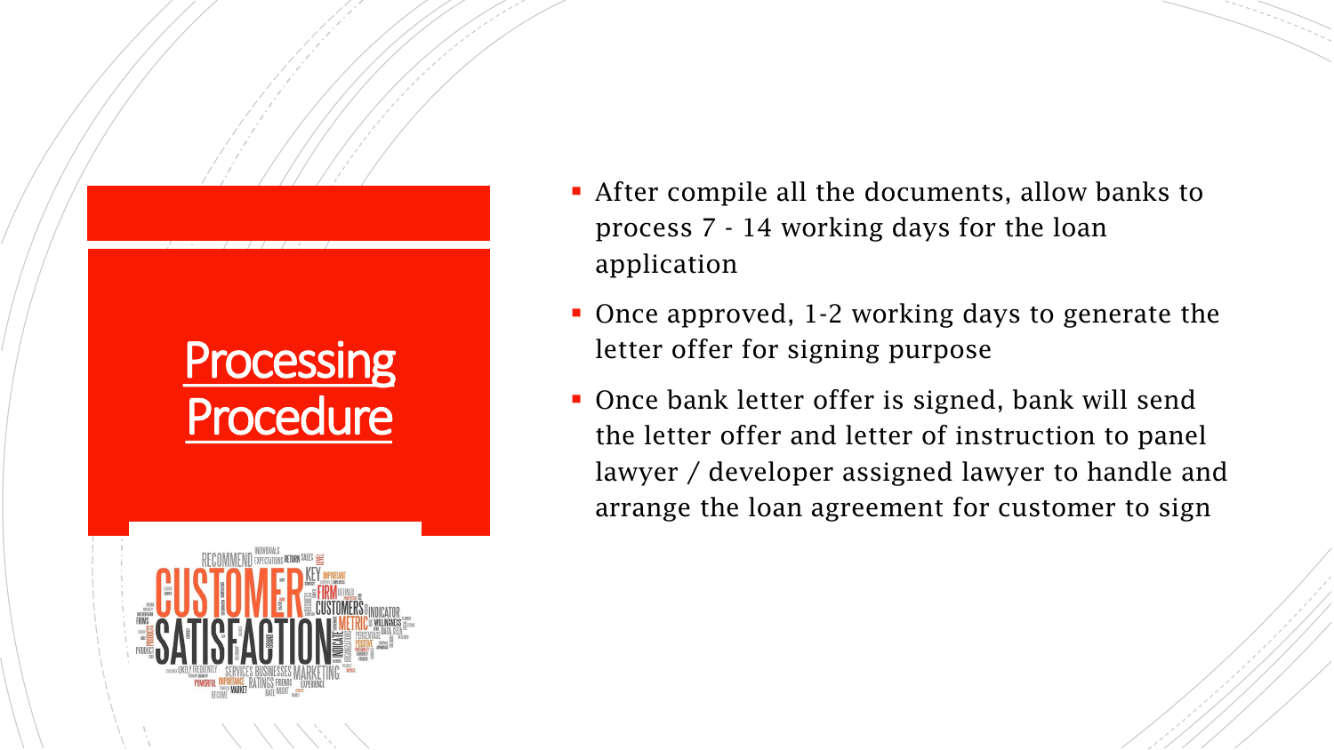# Processing Procedure

- After compile all the documents, allow banks to process 7 - 14 working days for the loan application
- Once approved, 1-2 working days to generate the letter offer for signing purpose
- Once bank letter offer is signed, bank will send the letter offer and letter of instruction to panel lawyer / developer assigned lawyer to handle and arrange the loan agreement for customer to sign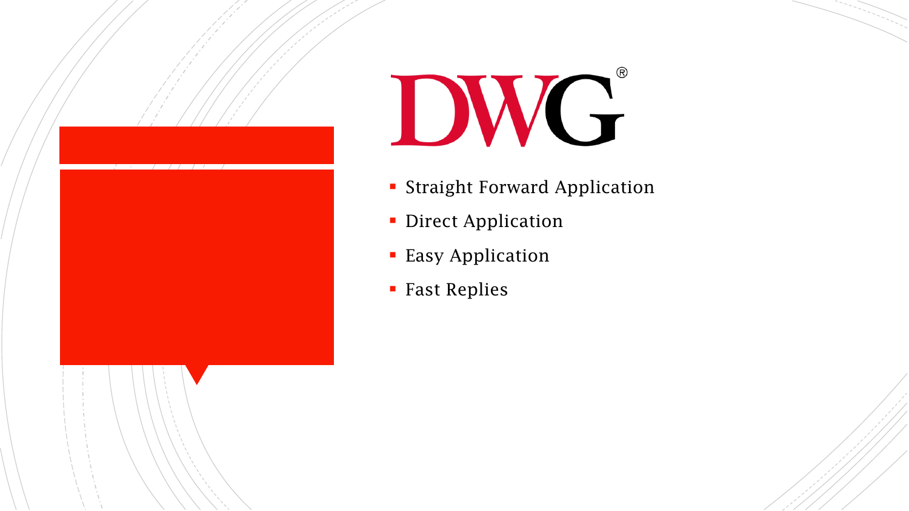DWG®

- Straight Forward Application
- Direct Application
- Easy Application
- Fast Replies